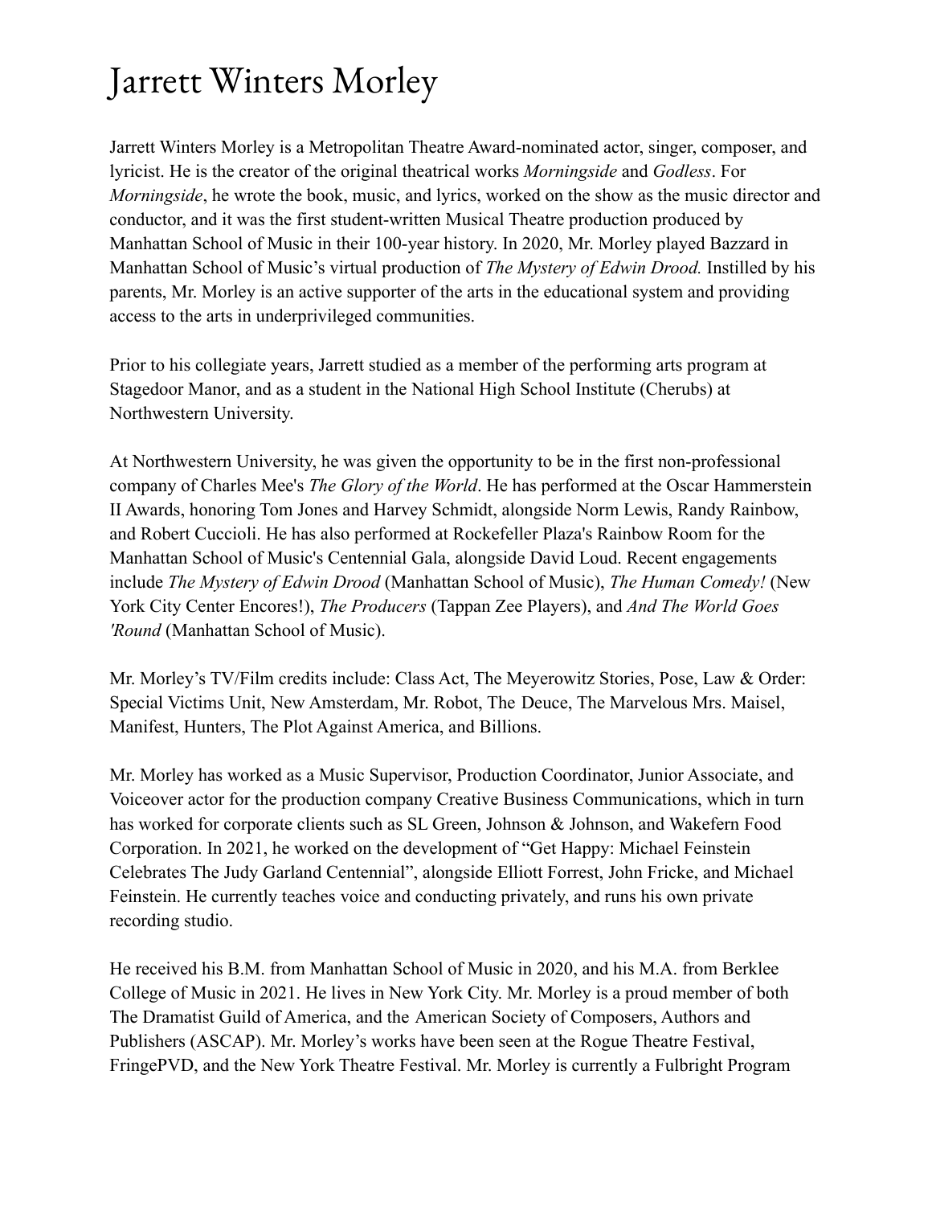# Jarrett Winters Morley

Jarrett Winters Morley is a Metropolitan Theatre Award-nominated actor, singer, composer, and lyricist. He is the creator of the original theatrical works *Morningside* and *Godless*. For *Morningside*, he wrote the book, music, and lyrics, worked on the show as the music director and conductor, and it was the first student-written Musical Theatre production produced by Manhattan School of Music in their 100-year history. In 2020, Mr. Morley played Bazzard in Manhattan School of Music's virtual production of *The Mystery of Edwin Drood.* Instilled by his parents, Mr. Morley is an active supporter of the arts in the educational system and providing access to the arts in underprivileged communities.

Prior to his collegiate years, Jarrett studied as a member of the performing arts program at Stagedoor Manor, and as a student in the National High School Institute (Cherubs) at Northwestern University.

At Northwestern University, he was given the opportunity to be in the first non-professional company of Charles Mee's *The Glory of the World*. He has performed at the Oscar Hammerstein II Awards, honoring Tom Jones and Harvey Schmidt, alongside Norm Lewis, Randy Rainbow, and Robert Cuccioli. He has also performed at Rockefeller Plaza's Rainbow Room for the Manhattan School of Music's Centennial Gala, alongside David Loud. Recent engagements include *The Mystery of Edwin Drood* (Manhattan School of Music), *The Human Comedy!* (New York City Center Encores!), *The Producers* (Tappan Zee Players), and *And The World Goes 'Round* (Manhattan School of Music).

Mr. Morley's TV/Film credits include: Class Act, The Meyerowitz Stories, Pose, Law & Order: Special Victims Unit, New Amsterdam, Mr. Robot, The Deuce, The Marvelous Mrs. Maisel, Manifest, Hunters, The Plot Against America, and Billions.

Mr. Morley has worked as a Music Supervisor, Production Coordinator, Junior Associate, and Voiceover actor for the production company Creative Business Communications, which in turn has worked for corporate clients such as SL Green, Johnson & Johnson, and Wakefern Food Corporation. In 2021, he worked on the development of "Get Happy: Michael Feinstein Celebrates The Judy Garland Centennial", alongside Elliott Forrest, John Fricke, and Michael Feinstein. He currently teaches voice and conducting privately, and runs his own private recording studio.

He received his B.M. from Manhattan School of Music in 2020, and his M.A. from Berklee College of Music in 2021. He lives in New York City. Mr. Morley is a proud member of both The Dramatist Guild of America, and the American Society of Composers, Authors and Publishers (ASCAP). Mr. Morley's works have been seen at the Rogue Theatre Festival, FringePVD, and the New York Theatre Festival. Mr. Morley is currently a Fulbright Program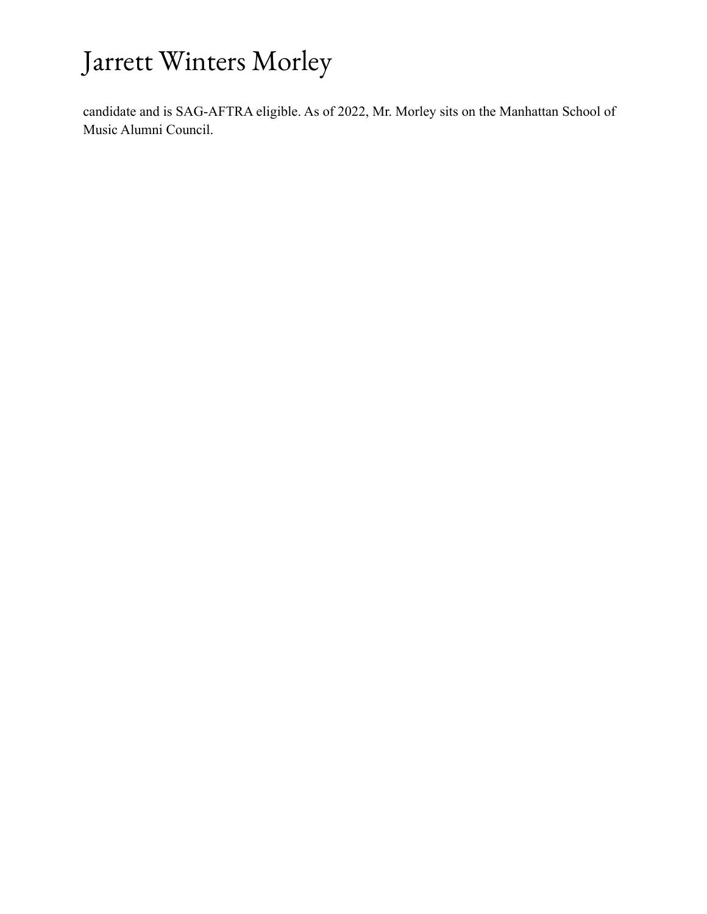candidate and is SAG-AFTRA eligible. As of 2022, Mr. Morley sits on the Manhattan School of Music Alumni Council.